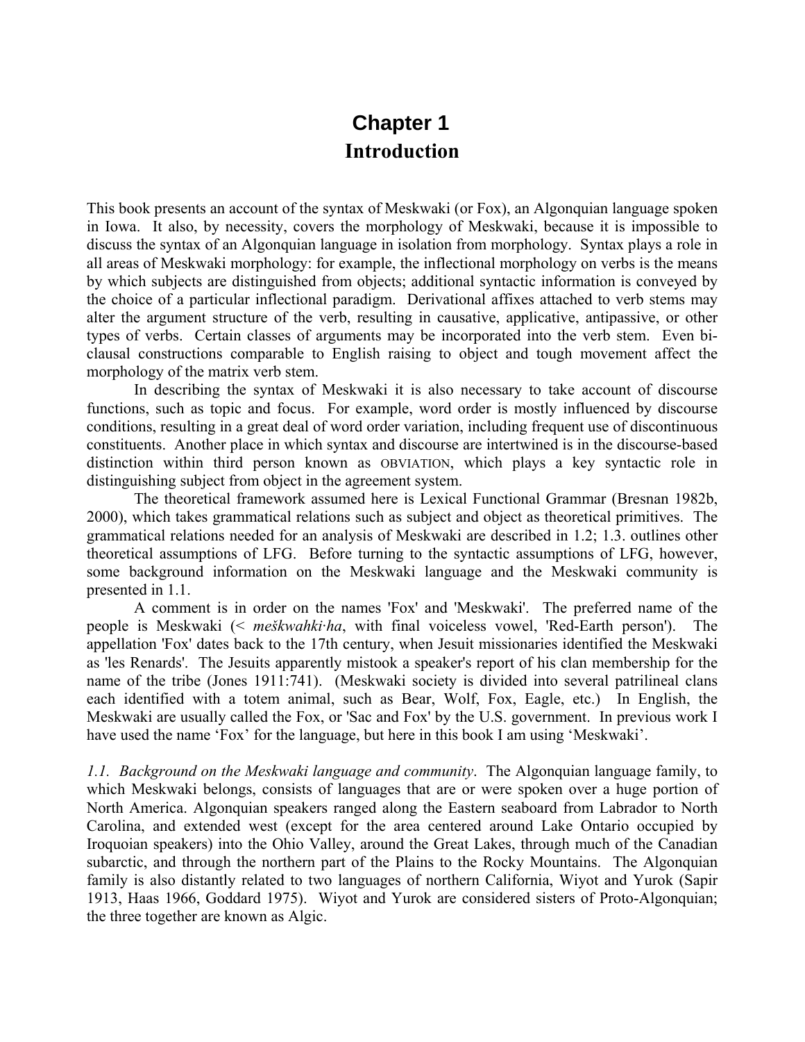# Chapter 1
## Introduction

This book presents an account of the syntax of Meskwaki (or Fox), an Algonquian language spoken in Iowa. It also, by necessity, covers the morphology of Meskwaki, because it is impossible to discuss the syntax of an Algonquian language in isolation from morphology. Syntax plays a role in all areas of Meskwaki morphology: for example, the inflectional morphology on verbs is the means by which subjects are distinguished from objects; additional syntactic information is conveyed by the choice of a particular inflectional paradigm. Derivational affixes attached to verb stems may alter the argument structure of the verb, resulting in causative, applicative, antipassive, or other types of verbs. Certain classes of arguments may be incorporated into the verb stem. Even bi-clausal constructions comparable to English raising to object and tough movement affect the morphology of the matrix verb stem.

In describing the syntax of Meskwaki it is also necessary to take account of discourse functions, such as topic and focus. For example, word order is mostly influenced by discourse conditions, resulting in a great deal of word order variation, including frequent use of discontinuous constituents. Another place in which syntax and discourse are intertwined is in the discourse-based distinction within third person known as OBVIATION, which plays a key syntactic role in distinguishing subject from object in the agreement system.

The theoretical framework assumed here is Lexical Functional Grammar (Bresnan 1982b, 2000), which takes grammatical relations such as subject and object as theoretical primitives. The grammatical relations needed for an analysis of Meskwaki are described in 1.2; 1.3. outlines other theoretical assumptions of LFG. Before turning to the syntactic assumptions of LFG, however, some background information on the Meskwaki language and the Meskwaki community is presented in 1.1.

A comment is in order on the names 'Fox' and 'Meskwaki'. The preferred name of the people is Meskwaki (< *meškwahki·ha*, with final voiceless vowel, 'Red-Earth person'). The appellation 'Fox' dates back to the 17th century, when Jesuit missionaries identified the Meskwaki as 'les Renards'. The Jesuits apparently mistook a speaker's report of his clan membership for the name of the tribe (Jones 1911:741). (Meskwaki society is divided into several patrilineal clans each identified with a totem animal, such as Bear, Wolf, Fox, Eagle, etc.) In English, the Meskwaki are usually called the Fox, or 'Sac and Fox' by the U.S. government. In previous work I have used the name 'Fox' for the language, but here in this book I am using 'Meskwaki'.

*1.1. Background on the Meskwaki language and community*. The Algonquian language family, to which Meskwaki belongs, consists of languages that are or were spoken over a huge portion of North America. Algonquian speakers ranged along the Eastern seaboard from Labrador to North Carolina, and extended west (except for the area centered around Lake Ontario occupied by Iroquoian speakers) into the Ohio Valley, around the Great Lakes, through much of the Canadian subarctic, and through the northern part of the Plains to the Rocky Mountains. The Algonquian family is also distantly related to two languages of northern California, Wiyot and Yurok (Sapir 1913, Haas 1966, Goddard 1975). Wiyot and Yurok are considered sisters of Proto-Algonquian; the three together are known as Algic.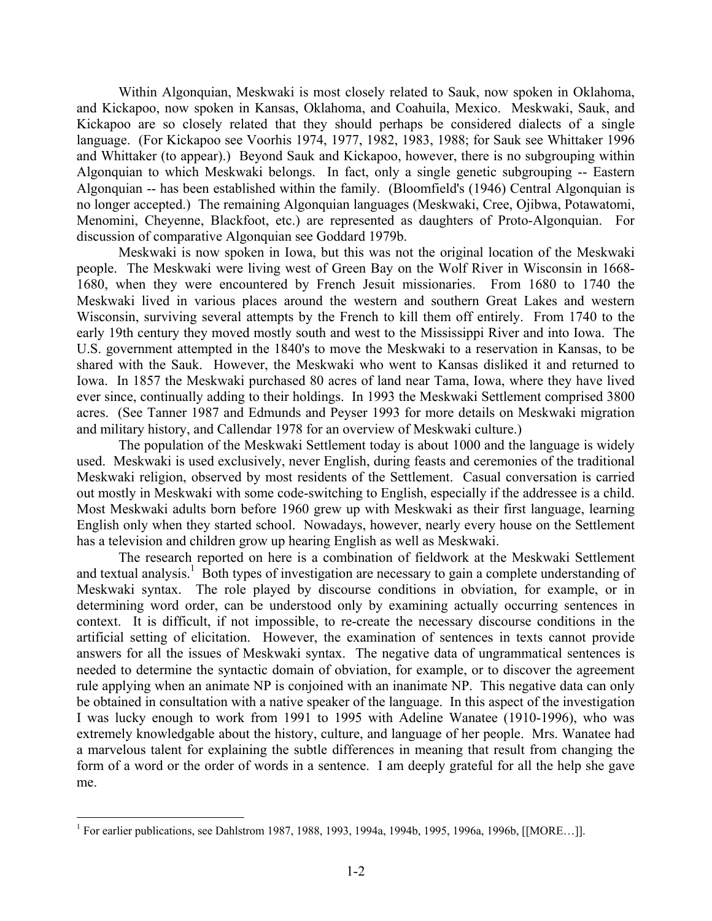Within Algonquian, Meskwaki is most closely related to Sauk, now spoken in Oklahoma, and Kickapoo, now spoken in Kansas, Oklahoma, and Coahuila, Mexico. Meskwaki, Sauk, and Kickapoo are so closely related that they should perhaps be considered dialects of a single language. (For Kickapoo see Voorhis 1974, 1977, 1982, 1983, 1988; for Sauk see Whittaker 1996 and Whittaker (to appear).) Beyond Sauk and Kickapoo, however, there is no subgrouping within Algonquian to which Meskwaki belongs. In fact, only a single genetic subgrouping -- Eastern Algonquian -- has been established within the family. (Bloomfield's (1946) Central Algonquian is no longer accepted.) The remaining Algonquian languages (Meskwaki, Cree, Ojibwa, Potawatomi, Menomini, Cheyenne, Blackfoot, etc.) are represented as daughters of Proto-Algonquian. For discussion of comparative Algonquian see Goddard 1979b.

Meskwaki is now spoken in Iowa, but this was not the original location of the Meskwaki people. The Meskwaki were living west of Green Bay on the Wolf River in Wisconsin in 1668-1680, when they were encountered by French Jesuit missionaries. From 1680 to 1740 the Meskwaki lived in various places around the western and southern Great Lakes and western Wisconsin, surviving several attempts by the French to kill them off entirely. From 1740 to the early 19th century they moved mostly south and west to the Mississippi River and into Iowa. The U.S. government attempted in the 1840's to move the Meskwaki to a reservation in Kansas, to be shared with the Sauk. However, the Meskwaki who went to Kansas disliked it and returned to Iowa. In 1857 the Meskwaki purchased 80 acres of land near Tama, Iowa, where they have lived ever since, continually adding to their holdings. In 1993 the Meskwaki Settlement comprised 3800 acres. (See Tanner 1987 and Edmunds and Peyser 1993 for more details on Meskwaki migration and military history, and Callendar 1978 for an overview of Meskwaki culture.)

The population of the Meskwaki Settlement today is about 1000 and the language is widely used. Meskwaki is used exclusively, never English, during feasts and ceremonies of the traditional Meskwaki religion, observed by most residents of the Settlement. Casual conversation is carried out mostly in Meskwaki with some code-switching to English, especially if the addressee is a child. Most Meskwaki adults born before 1960 grew up with Meskwaki as their first language, learning English only when they started school. Nowadays, however, nearly every house on the Settlement has a television and children grow up hearing English as well as Meskwaki.

The research reported on here is a combination of fieldwork at the Meskwaki Settlement and textual analysis.[1] Both types of investigation are necessary to gain a complete understanding of Meskwaki syntax. The role played by discourse conditions in obviation, for example, or in determining word order, can be understood only by examining actually occurring sentences in context. It is difficult, if not impossible, to re-create the necessary discourse conditions in the artificial setting of elicitation. However, the examination of sentences in texts cannot provide answers for all the issues of Meskwaki syntax. The negative data of ungrammatical sentences is needed to determine the syntactic domain of obviation, for example, or to discover the agreement rule applying when an animate NP is conjoined with an inanimate NP. This negative data can only be obtained in consultation with a native speaker of the language. In this aspect of the investigation I was lucky enough to work from 1991 to 1995 with Adeline Wanatee (1910-1996), who was extremely knowledgable about the history, culture, and language of her people. Mrs. Wanatee had a marvelous talent for explaining the subtle differences in meaning that result from changing the form of a word or the order of words in a sentence. I am deeply grateful for all the help she gave me.

---

[1] For earlier publications, see Dahlstrom 1987, 1988, 1993, 1994a, 1994b, 1995, 1996a, 1996b, [[MORE…]].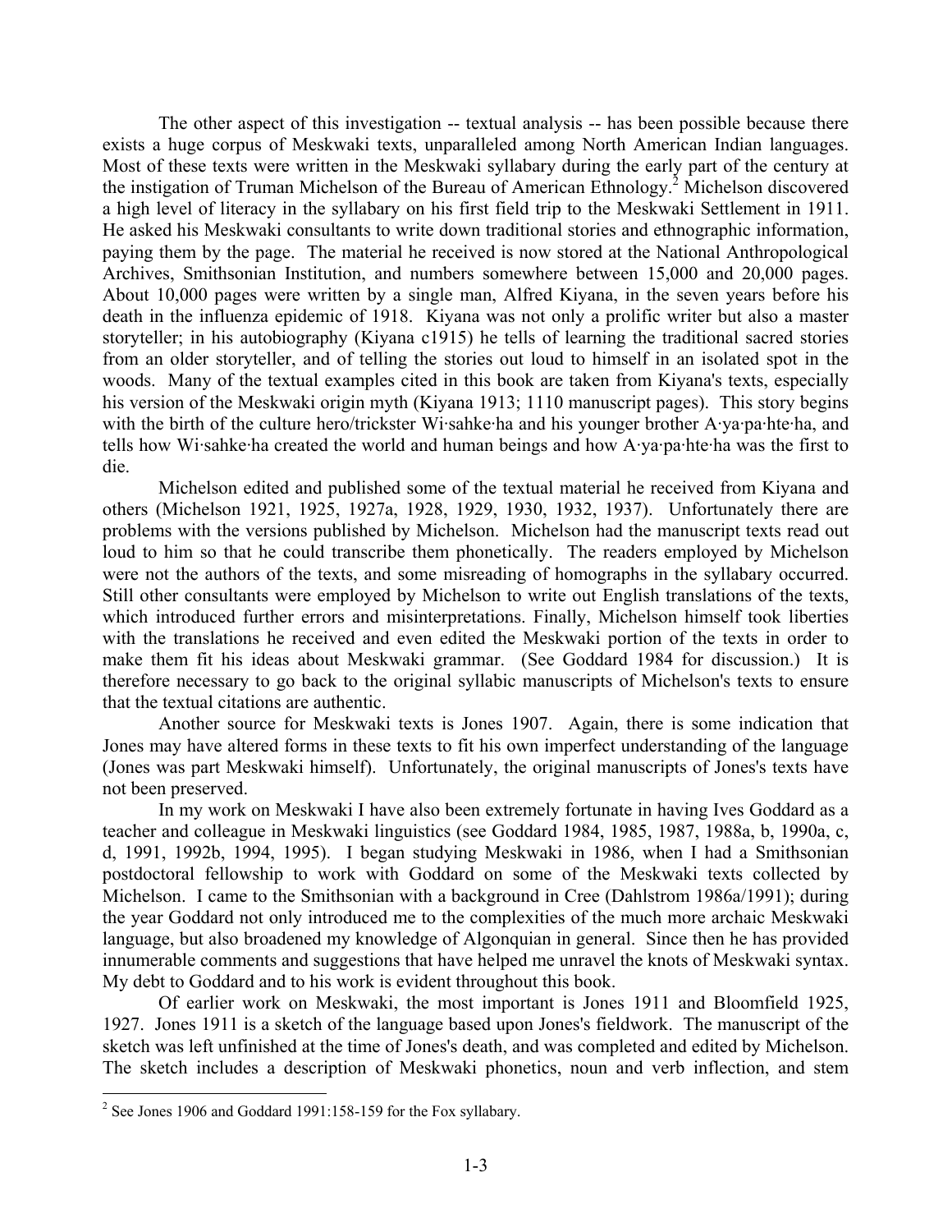The other aspect of this investigation -- textual analysis -- has been possible because there exists a huge corpus of Meskwaki texts, unparalleled among North American Indian languages. Most of these texts were written in the Meskwaki syllabary during the early part of the century at the instigation of Truman Michelson of the Bureau of American Ethnology.[2] Michelson discovered a high level of literacy in the syllabary on his first field trip to the Meskwaki Settlement in 1911. He asked his Meskwaki consultants to write down traditional stories and ethnographic information, paying them by the page. The material he received is now stored at the National Anthropological Archives, Smithsonian Institution, and numbers somewhere between 15,000 and 20,000 pages. About 10,000 pages were written by a single man, Alfred Kiyana, in the seven years before his death in the influenza epidemic of 1918. Kiyana was not only a prolific writer but also a master storyteller; in his autobiography (Kiyana c1915) he tells of learning the traditional sacred stories from an older storyteller, and of telling the stories out loud to himself in an isolated spot in the woods. Many of the textual examples cited in this book are taken from Kiyana's texts, especially his version of the Meskwaki origin myth (Kiyana 1913; 1110 manuscript pages). This story begins with the birth of the culture hero/trickster Wi·sahke·ha and his younger brother A·ya·pa·hte·ha, and tells how Wi·sahke·ha created the world and human beings and how A·ya·pa·hte·ha was the first to die.

Michelson edited and published some of the textual material he received from Kiyana and others (Michelson 1921, 1925, 1927a, 1928, 1929, 1930, 1932, 1937). Unfortunately there are problems with the versions published by Michelson. Michelson had the manuscript texts read out loud to him so that he could transcribe them phonetically. The readers employed by Michelson were not the authors of the texts, and some misreading of homographs in the syllabary occurred. Still other consultants were employed by Michelson to write out English translations of the texts, which introduced further errors and misinterpretations. Finally, Michelson himself took liberties with the translations he received and even edited the Meskwaki portion of the texts in order to make them fit his ideas about Meskwaki grammar. (See Goddard 1984 for discussion.) It is therefore necessary to go back to the original syllabic manuscripts of Michelson's texts to ensure that the textual citations are authentic.

Another source for Meskwaki texts is Jones 1907. Again, there is some indication that Jones may have altered forms in these texts to fit his own imperfect understanding of the language (Jones was part Meskwaki himself). Unfortunately, the original manuscripts of Jones's texts have not been preserved.

In my work on Meskwaki I have also been extremely fortunate in having Ives Goddard as a teacher and colleague in Meskwaki linguistics (see Goddard 1984, 1985, 1987, 1988a, b, 1990a, c, d, 1991, 1992b, 1994, 1995). I began studying Meskwaki in 1986, when I had a Smithsonian postdoctoral fellowship to work with Goddard on some of the Meskwaki texts collected by Michelson. I came to the Smithsonian with a background in Cree (Dahlstrom 1986a/1991); during the year Goddard not only introduced me to the complexities of the much more archaic Meskwaki language, but also broadened my knowledge of Algonquian in general. Since then he has provided innumerable comments and suggestions that have helped me unravel the knots of Meskwaki syntax. My debt to Goddard and to his work is evident throughout this book.

Of earlier work on Meskwaki, the most important is Jones 1911 and Bloomfield 1925, 1927. Jones 1911 is a sketch of the language based upon Jones's fieldwork. The manuscript of the sketch was left unfinished at the time of Jones's death, and was completed and edited by Michelson. The sketch includes a description of Meskwaki phonetics, noun and verb inflection, and stem

[2] See Jones 1906 and Goddard 1991:158-159 for the Fox syllabary.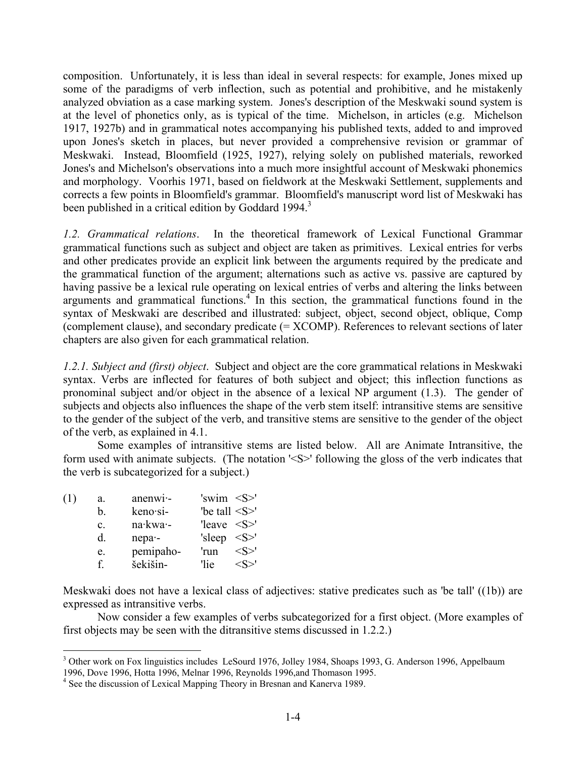composition. Unfortunately, it is less than ideal in several respects: for example, Jones mixed up some of the paradigms of verb inflection, such as potential and prohibitive, and he mistakenly analyzed obviation as a case marking system. Jones's description of the Meskwaki sound system is at the level of phonetics only, as is typical of the time. Michelson, in articles (e.g. Michelson 1917, 1927b) and in grammatical notes accompanying his published texts, added to and improved upon Jones's sketch in places, but never provided a comprehensive revision or grammar of Meskwaki. Instead, Bloomfield (1925, 1927), relying solely on published materials, reworked Jones's and Michelson's observations into a much more insightful account of Meskwaki phonemics and morphology. Voorhis 1971, based on fieldwork at the Meskwaki Settlement, supplements and corrects a few points in Bloomfield's grammar. Bloomfield's manuscript word list of Meskwaki has been published in a critical edition by Goddard 1994.[3]

*1.2. Grammatical relations*. In the theoretical framework of Lexical Functional Grammar grammatical functions such as subject and object are taken as primitives. Lexical entries for verbs and other predicates provide an explicit link between the arguments required by the predicate and the grammatical function of the argument; alternations such as active vs. passive are captured by having passive be a lexical rule operating on lexical entries of verbs and altering the links between arguments and grammatical functions.[4] In this section, the grammatical functions found in the syntax of Meskwaki are described and illustrated: subject, object, second object, oblique, Comp (complement clause), and secondary predicate (= XCOMP). References to relevant sections of later chapters are also given for each grammatical relation.

*1.2.1. Subject and (first) object*. Subject and object are the core grammatical relations in Meskwaki syntax. Verbs are inflected for features of both subject and object; this inflection functions as pronominal subject and/or object in the absence of a lexical NP argument (1.3). The gender of subjects and objects also influences the shape of the verb stem itself: intransitive stems are sensitive to the gender of the subject of the verb, and transitive stems are sensitive to the gender of the object of the verb, as explained in 4.1.

Some examples of intransitive stems are listed below. All are Animate Intransitive, the form used with animate subjects. (The notation '<S>' following the gloss of the verb indicates that the verb is subcategorized for a subject.)

(1)
- a. anenwi·- 'swim <S>'
- b. keno·si- 'be tall <S>'
- c. na·kwa·- 'leave <S>'
- d. nepa·- 'sleep <S>'
- e. pemipaho- 'run <S>'
- f. šekišin- 'lie <S>'

Meskwaki does not have a lexical class of adjectives: stative predicates such as 'be tall' ((1b)) are expressed as intransitive verbs.

Now consider a few examples of verbs subcategorized for a first object. (More examples of first objects may be seen with the ditransitive stems discussed in 1.2.2.)

[3] Other work on Fox linguistics includes LeSourd 1976, Jolley 1984, Shoaps 1993, G. Anderson 1996, Appelbaum 1996, Dove 1996, Hotta 1996, Melnar 1996, Reynolds 1996,and Thomason 1995.

[4] See the discussion of Lexical Mapping Theory in Bresnan and Kanerva 1989.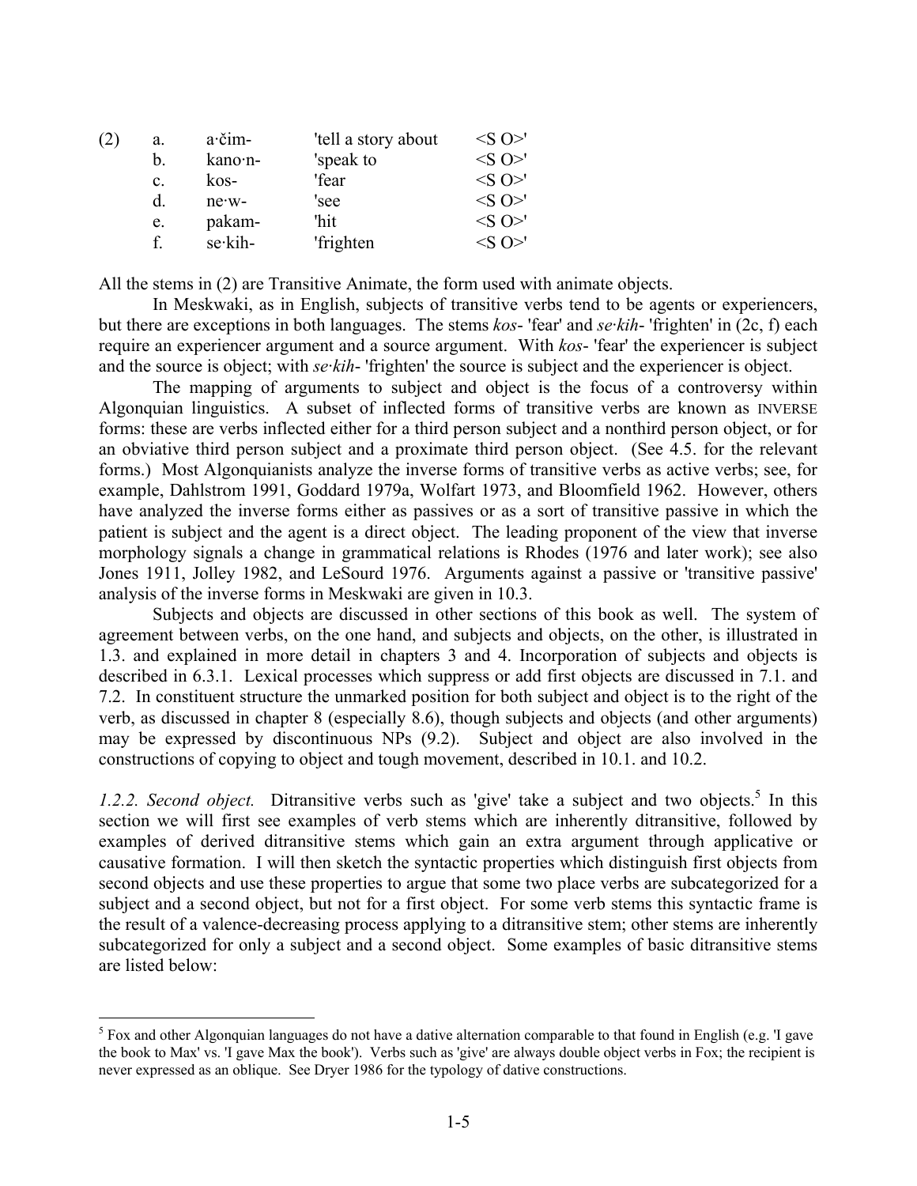| (2) | a. | a·čim- | 'tell a story about | <S O>' |
|---|---|---|---|---|
| | b. | kano·n- | 'speak to | <S O>' |
| | c. | kos- | 'fear | <S O>' |
| | d. | ne·w- | 'see | <S O>' |
| | e. | pakam- | 'hit | <S O>' |
| | f. | se·kih- | 'frighten | <S O>' |

All the stems in (2) are Transitive Animate, the form used with animate objects.

In Meskwaki, as in English, subjects of transitive verbs tend to be agents or experiencers, but there are exceptions in both languages. The stems *kos*- 'fear' and *se·kih*- 'frighten' in (2c, f) each require an experiencer argument and a source argument. With *kos*- 'fear' the experiencer is subject and the source is object; with *se·kih*- 'frighten' the source is subject and the experiencer is object.

The mapping of arguments to subject and object is the focus of a controversy within Algonquian linguistics. A subset of inflected forms of transitive verbs are known as INVERSE forms: these are verbs inflected either for a third person subject and a nonthird person object, or for an obviative third person subject and a proximate third person object. (See 4.5. for the relevant forms.) Most Algonquianists analyze the inverse forms of transitive verbs as active verbs; see, for example, Dahlstrom 1991, Goddard 1979a, Wolfart 1973, and Bloomfield 1962. However, others have analyzed the inverse forms either as passives or as a sort of transitive passive in which the patient is subject and the agent is a direct object. The leading proponent of the view that inverse morphology signals a change in grammatical relations is Rhodes (1976 and later work); see also Jones 1911, Jolley 1982, and LeSourd 1976. Arguments against a passive or 'transitive passive' analysis of the inverse forms in Meskwaki are given in 10.3.

Subjects and objects are discussed in other sections of this book as well. The system of agreement between verbs, on the one hand, and subjects and objects, on the other, is illustrated in 1.3. and explained in more detail in chapters 3 and 4. Incorporation of subjects and objects is described in 6.3.1. Lexical processes which suppress or add first objects are discussed in 7.1. and 7.2. In constituent structure the unmarked position for both subject and object is to the right of the verb, as discussed in chapter 8 (especially 8.6), though subjects and objects (and other arguments) may be expressed by discontinuous NPs (9.2). Subject and object are also involved in the constructions of copying to object and tough movement, described in 10.1. and 10.2.

*1.2.2. Second object.* Ditransitive verbs such as 'give' take a subject and two objects.[5] In this section we will first see examples of verb stems which are inherently ditransitive, followed by examples of derived ditransitive stems which gain an extra argument through applicative or causative formation. I will then sketch the syntactic properties which distinguish first objects from second objects and use these properties to argue that some two place verbs are subcategorized for a subject and a second object, but not for a first object. For some verb stems this syntactic frame is the result of a valence-decreasing process applying to a ditransitive stem; other stems are inherently subcategorized for only a subject and a second object. Some examples of basic ditransitive stems are listed below:

[5] Fox and other Algonquian languages do not have a dative alternation comparable to that found in English (e.g. 'I gave the book to Max' vs. 'I gave Max the book'). Verbs such as 'give' are always double object verbs in Fox; the recipient is never expressed as an oblique. See Dryer 1986 for the typology of dative constructions.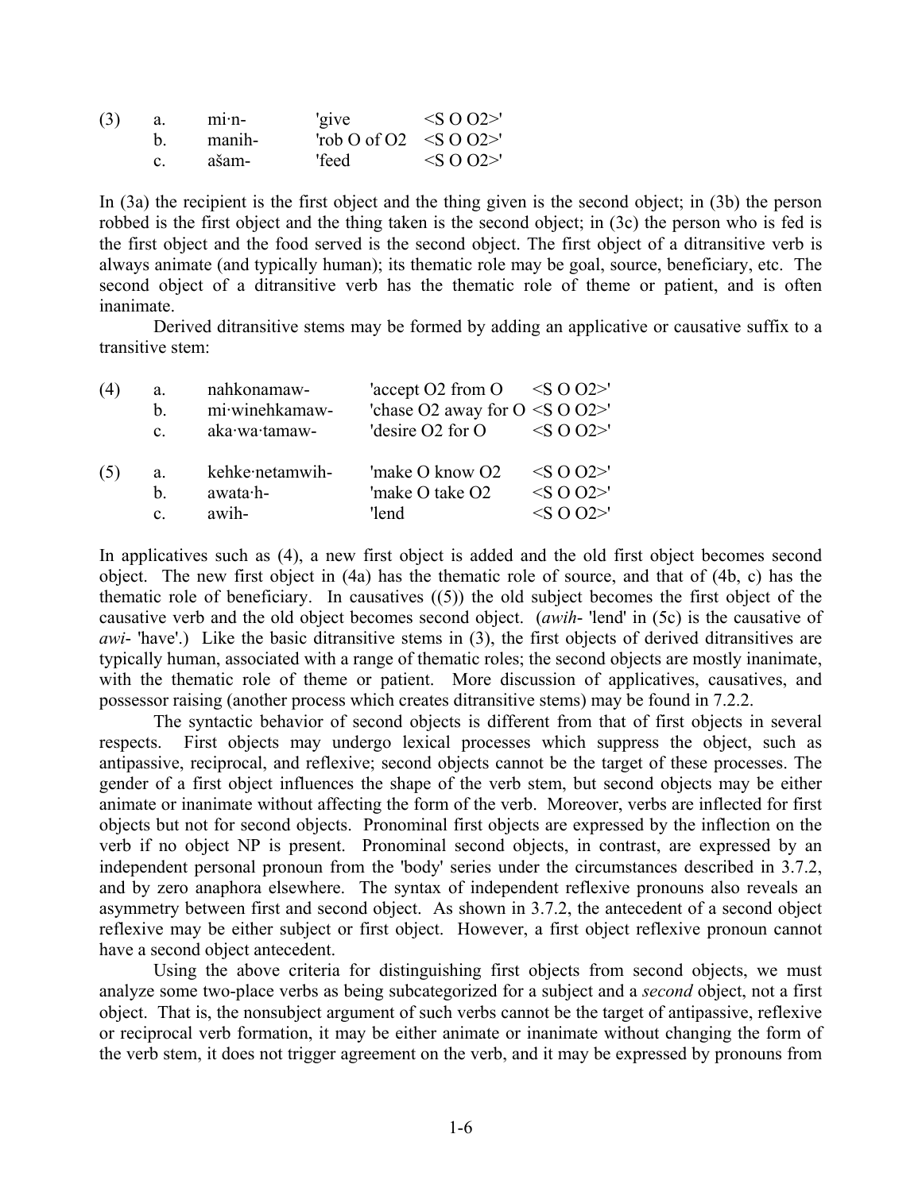(3) a. mi·n- 'give <S O O2>'
    b. manih- 'rob O of O2 <S O O2>'
    c. ašam- 'feed <S O O2>'

In (3a) the recipient is the first object and the thing given is the second object; in (3b) the person robbed is the first object and the thing taken is the second object; in (3c) the person who is fed is the first object and the food served is the second object. The first object of a ditransitive verb is always animate (and typically human); its thematic role may be goal, source, beneficiary, etc. The second object of a ditransitive verb has the thematic role of theme or patient, and is often inanimate.

Derived ditransitive stems may be formed by adding an applicative or causative suffix to a transitive stem:

(4) a. nahkonamaw- 'accept O2 from O <S O O2>'
    b. mi·winehkamaw- 'chase O2 away for O <S O O2>'
    c. aka·wa·tamaw- 'desire O2 for O <S O O2>'

(5) a. kehke·netamwih- 'make O know O2 <S O O2>'
    b. awata·h- 'make O take O2 <S O O2>'
    c. awih- 'lend <S O O2>'

In applicatives such as (4), a new first object is added and the old first object becomes second object. The new first object in (4a) has the thematic role of source, and that of (4b, c) has the thematic role of beneficiary. In causatives ((5)) the old subject becomes the first object of the causative verb and the old object becomes second object. (*awih-* 'lend' in (5c) is the causative of *awi-* 'have'.) Like the basic ditransitive stems in (3), the first objects of derived ditransitives are typically human, associated with a range of thematic roles; the second objects are mostly inanimate, with the thematic role of theme or patient. More discussion of applicatives, causatives, and possessor raising (another process which creates ditransitive stems) may be found in 7.2.2.

The syntactic behavior of second objects is different from that of first objects in several respects. First objects may undergo lexical processes which suppress the object, such as antipassive, reciprocal, and reflexive; second objects cannot be the target of these processes. The gender of a first object influences the shape of the verb stem, but second objects may be either animate or inanimate without affecting the form of the verb. Moreover, verbs are inflected for first objects but not for second objects. Pronominal first objects are expressed by the inflection on the verb if no object NP is present. Pronominal second objects, in contrast, are expressed by an independent personal pronoun from the 'body' series under the circumstances described in 3.7.2, and by zero anaphora elsewhere. The syntax of independent reflexive pronouns also reveals an asymmetry between first and second object. As shown in 3.7.2, the antecedent of a second object reflexive may be either subject or first object. However, a first object reflexive pronoun cannot have a second object antecedent.

Using the above criteria for distinguishing first objects from second objects, we must analyze some two-place verbs as being subcategorized for a subject and a *second* object, not a first object. That is, the nonsubject argument of such verbs cannot be the target of antipassive, reflexive or reciprocal verb formation, it may be either animate or inanimate without changing the form of the verb stem, it does not trigger agreement on the verb, and it may be expressed by pronouns from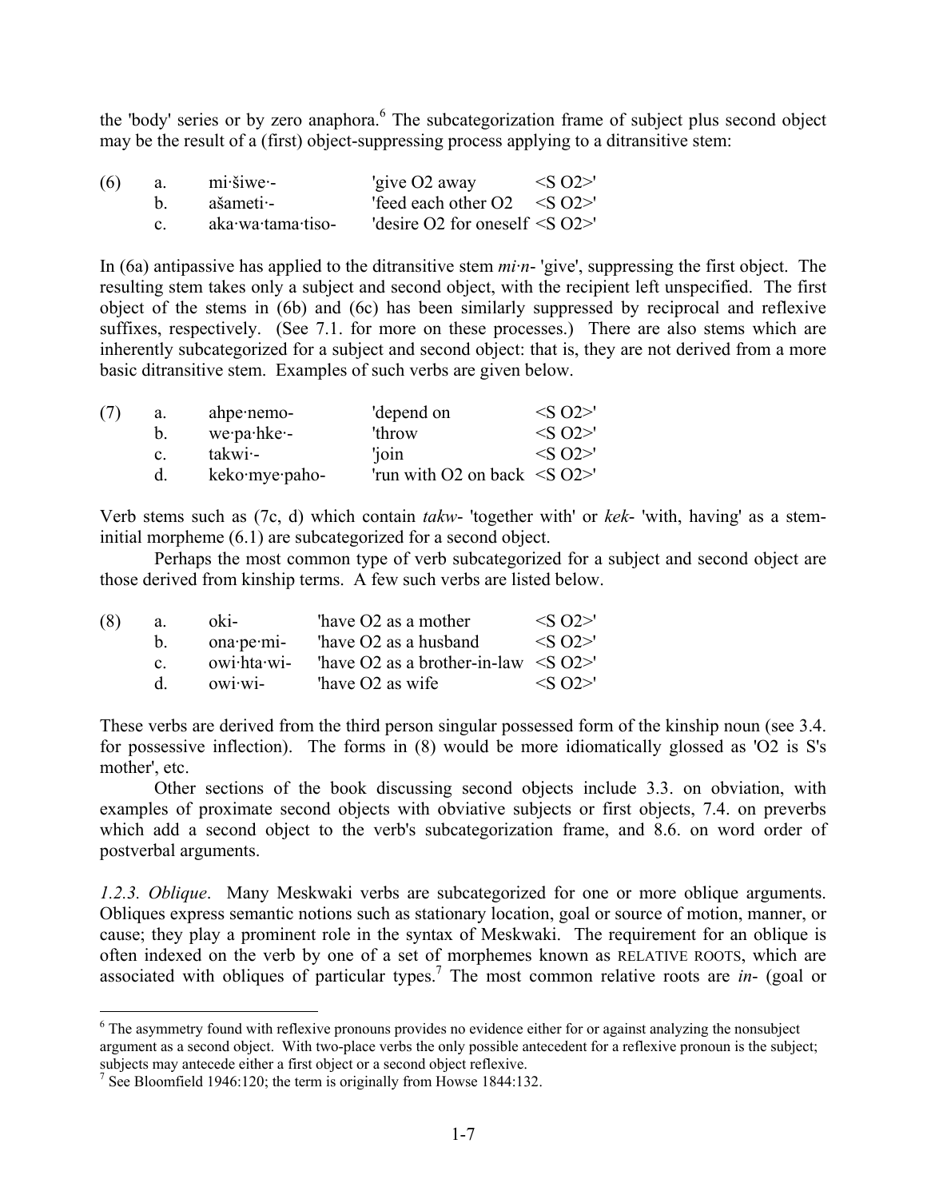the 'body' series or by zero anaphora.[6] The subcategorization frame of subject plus second object may be the result of a (first) object-suppressing process applying to a ditransitive stem:

| (6) | | | |
|---|---|---|---|
| a. | mi·šiwe·- | 'give O2 away | <S O2>' |
| b. | ašameti·- | 'feed each other O2 | <S O2>' |
| c. | aka·wa·tama·tiso- | 'desire O2 for oneself | <S O2>' |

In (6a) antipassive has applied to the ditransitive stem *mi·n-* 'give', suppressing the first object. The resulting stem takes only a subject and second object, with the recipient left unspecified. The first object of the stems in (6b) and (6c) has been similarly suppressed by reciprocal and reflexive suffixes, respectively. (See 7.1. for more on these processes.) There are also stems which are inherently subcategorized for a subject and second object: that is, they are not derived from a more basic ditransitive stem. Examples of such verbs are given below.

| (7) | | | |
|---|---|---|---|
| a. | ahpe·nemo- | 'depend on | <S O2>' |
| b. | we·pa·hke·- | 'throw | <S O2>' |
| c. | takwi·- | 'join | <S O2>' |
| d. | keko·mye·paho- | 'run with O2 on back | <S O2>' |

Verb stems such as (7c, d) which contain *takw-* 'together with' or *kek-* 'with, having' as a stem-initial morpheme (6.1) are subcategorized for a second object.

Perhaps the most common type of verb subcategorized for a subject and second object are those derived from kinship terms. A few such verbs are listed below.

| (8) | | | |
|---|---|---|---|
| a. | oki- | 'have O2 as a mother | <S O2>' |
| b. | ona·pe·mi- | 'have O2 as a husband | <S O2>' |
| c. | owi·hta·wi- | 'have O2 as a brother-in-law | <S O2>' |
| d. | owi·wi- | 'have O2 as wife | <S O2>' |

These verbs are derived from the third person singular possessed form of the kinship noun (see 3.4. for possessive inflection). The forms in (8) would be more idiomatically glossed as 'O2 is S's mother', etc.

Other sections of the book discussing second objects include 3.3. on obviation, with examples of proximate second objects with obviative subjects or first objects, 7.4. on preverbs which add a second object to the verb's subcategorization frame, and 8.6. on word order of postverbal arguments.

*1.2.3. Oblique*. Many Meskwaki verbs are subcategorized for one or more oblique arguments. Obliques express semantic notions such as stationary location, goal or source of motion, manner, or cause; they play a prominent role in the syntax of Meskwaki. The requirement for an oblique is often indexed on the verb by one of a set of morphemes known as RELATIVE ROOTS, which are associated with obliques of particular types.[7] The most common relative roots are *in-* (goal or

[6] The asymmetry found with reflexive pronouns provides no evidence either for or against analyzing the nonsubject argument as a second object. With two-place verbs the only possible antecedent for a reflexive pronoun is the subject; subjects may antecede either a first object or a second object reflexive.

[7] See Bloomfield 1946:120; the term is originally from Howse 1844:132.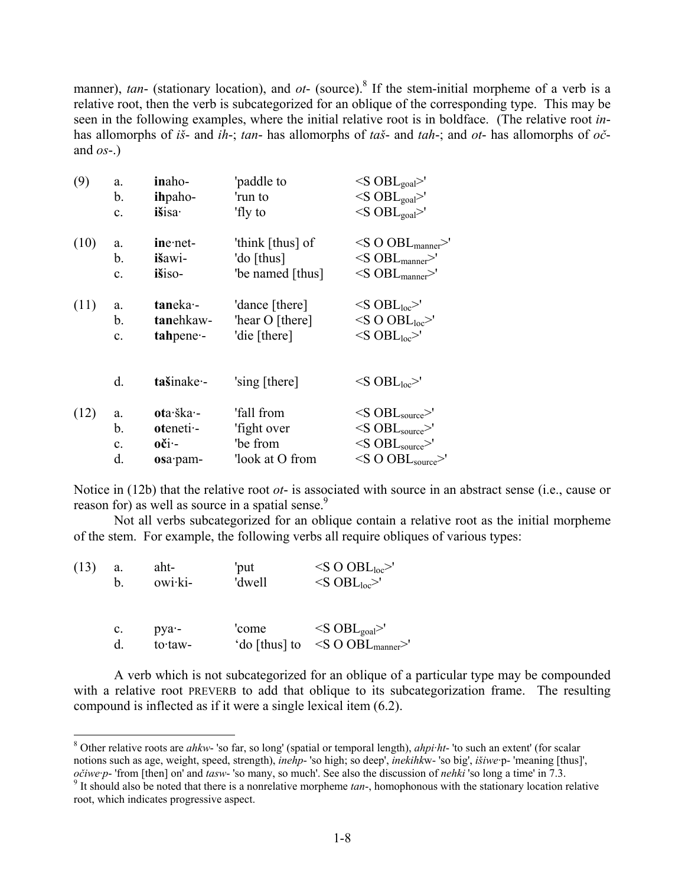manner), *tan*- (stationary location), and *ot*- (source).[8] If the stem-initial morpheme of a verb is a relative root, then the verb is subcategorized for an oblique of the corresponding type. This may be seen in the following examples, where the initial relative root is in boldface. (The relative root *in*- has allomorphs of *iš*- and *ih*-; *tan*- has allomorphs of *taš*- and *tah*-; and *ot*- has allomorphs of *oč*- and *os*-.)

| | | | | |
|---|---|---|---|---|
| (9) | a. | **in**aho- | 'paddle to | <S $OBL_{goal}$>' |
| | b. | **ih**paho- | 'run to | <S $OBL_{goal}$>' |
| | c. | **iš**isa· | 'fly to | <S $OBL_{goal}$>' |
| (10) | a. | **in**e·net- | 'think [thus] of | <S O $OBL_{manner}$>' |
| | b. | **iš**awi- | 'do [thus] | <S $OBL_{manner}$>' |
| | c. | **iš**iso- | 'be named [thus] | <S $OBL_{manner}$>' |
| (11) | a. | **tan**eka·- | 'dance [there] | <S $OBL_{loc}$>' |
| | b. | **tan**ehkaw- | 'hear O [there] | <S O $OBL_{loc}$>' |
| | c. | **tah**pene·- | 'die [there] | <S $OBL_{loc}$>' |
| | d. | **taš**inake·- | 'sing [there] | <S $OBL_{loc}$>' |
| (12) | a. | **ot**a·ška·- | 'fall from | <S $OBL_{source}$>' |
| | b. | **ot**eneti·- | 'fight over | <S $OBL_{source}$>' |
| | c. | **oč**i·- | 'be from | <S $OBL_{source}$>' |
| | d. | **os**a·pam- | 'look at O from | <S O $OBL_{source}$>' |

Notice in (12b) that the relative root *ot*- is associated with source in an abstract sense (i.e., cause or reason for) as well as source in a spatial sense.[9]

Not all verbs subcategorized for an oblique contain a relative root as the initial morpheme of the stem. For example, the following verbs all require obliques of various types:

| | | | | |
|---|---|---|---|---|
| (13) | a. | aht- | 'put | <S O $OBL_{loc}$>' |
| | b. | owi·ki- | 'dwell | <S $OBL_{loc}$>' |
| | c. | pya·- | 'come | <S $OBL_{goal}$>' |
| | d. | to·taw- | 'do [thus] to | <S O $OBL_{manner}$>' |

A verb which is not subcategorized for an oblique of a particular type may be compounded with a relative root PREVERB to add that oblique to its subcategorization frame. The resulting compound is inflected as if it were a single lexical item (6.2).

[8] Other relative roots are *ahkw*- 'so far, so long' (spatial or temporal length), *ahpi·ht*- 'to such an extent' (for scalar notions such as age, weight, speed, strength), *inehp*- 'so high; so deep', *inekihk*w- 'so big', *išiwe·*p- 'meaning [thus]', *očiwe·p*- 'from [then] on' and *tasw*- 'so many, so much'. See also the discussion of *nehki* 'so long a time' in 7.3.

[9] It should also be noted that there is a nonrelative morpheme *tan*-, homophonous with the stationary location relative root, which indicates progressive aspect.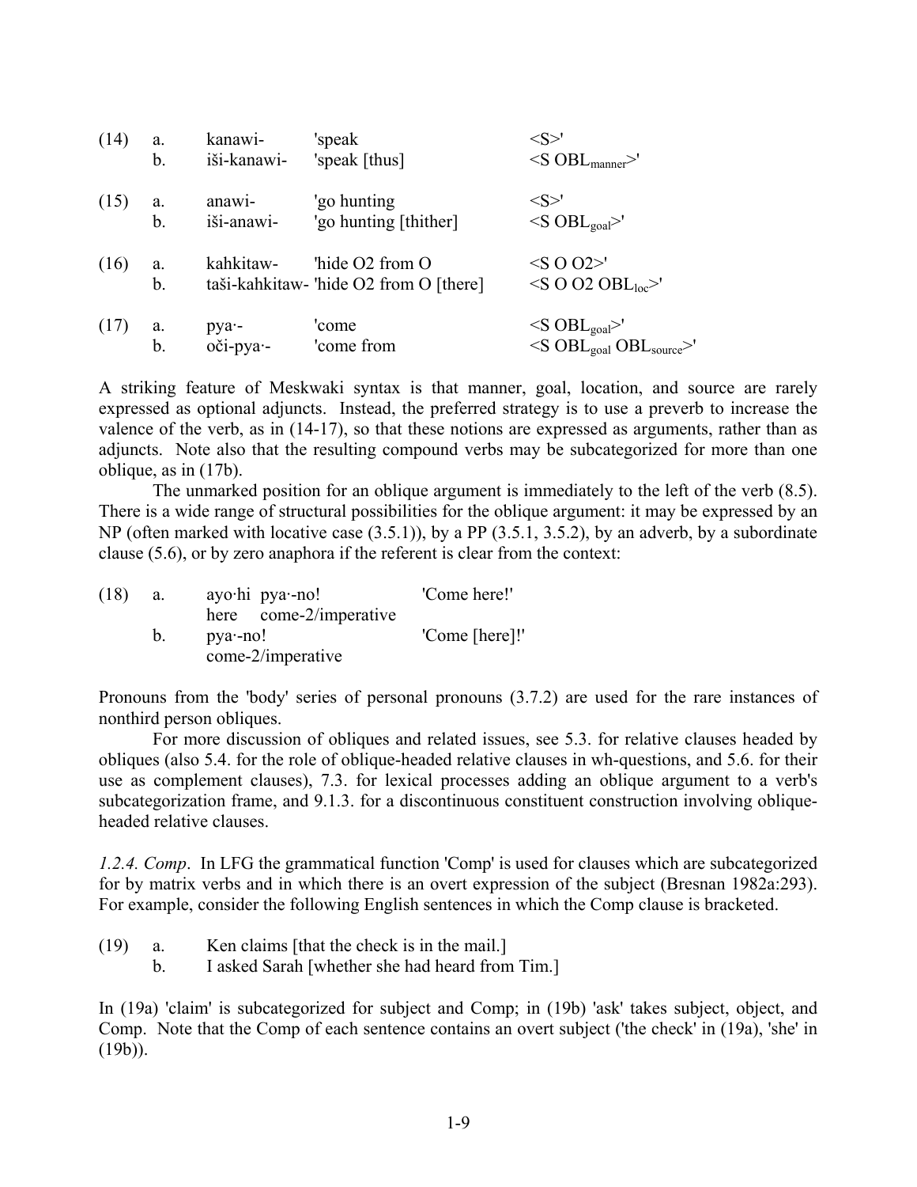| (14) | a. | kanawi- | 'speak | <S>' |
|---|---|---|---|---|
| | b. | iši-kanawi- | 'speak [thus] | <S $OBL_{manner}$>' |
| (15) | a. | anawi- | 'go hunting | <S>' |
| | b. | iši-anawi- | 'go hunting [thither] | <S $OBL_{goal}$>' |
| (16) | a. | kahkitaw- | 'hide O2 from O | <S O O2>' |
| | b. | taši-kahkitaw- | 'hide O2 from O [there] | <S O O2 $OBL_{loc}$>' |
| (17) | a. | pya·- | 'come | <S $OBL_{goal}$>' |
| | b. | oči-pya·- | 'come from | <S $OBL_{goal}$ $OBL_{source}$>' |

A striking feature of Meskwaki syntax is that manner, goal, location, and source are rarely expressed as optional adjuncts. Instead, the preferred strategy is to use a preverb to increase the valence of the verb, as in (14-17), so that these notions are expressed as arguments, rather than as adjuncts. Note also that the resulting compound verbs may be subcategorized for more than one oblique, as in (17b).

The unmarked position for an oblique argument is immediately to the left of the verb (8.5). There is a wide range of structural possibilities for the oblique argument: it may be expressed by an NP (often marked with locative case (3.5.1)), by a PP (3.5.1, 3.5.2), by an adverb, by a subordinate clause (5.6), or by zero anaphora if the referent is clear from the context:

(18) a. ayo·hi pya·-no! — 'Come here!'
here come-2/imperative

b. pya·-no! — 'Come [here]!'
come-2/imperative

Pronouns from the 'body' series of personal pronouns (3.7.2) are used for the rare instances of nonthird person obliques.

For more discussion of obliques and related issues, see 5.3. for relative clauses headed by obliques (also 5.4. for the role of oblique-headed relative clauses in wh-questions, and 5.6. for their use as complement clauses), 7.3. for lexical processes adding an oblique argument to a verb's subcategorization frame, and 9.1.3. for a discontinuous constituent construction involving oblique-headed relative clauses.

*1.2.4. Comp*. In LFG the grammatical function 'Comp' is used for clauses which are subcategorized for by matrix verbs and in which there is an overt expression of the subject (Bresnan 1982a:293). For example, consider the following English sentences in which the Comp clause is bracketed.

(19) a. Ken claims [that the check is in the mail.]
b. I asked Sarah [whether she had heard from Tim.]

In (19a) 'claim' is subcategorized for subject and Comp; in (19b) 'ask' takes subject, object, and Comp. Note that the Comp of each sentence contains an overt subject ('the check' in (19a), 'she' in (19b)).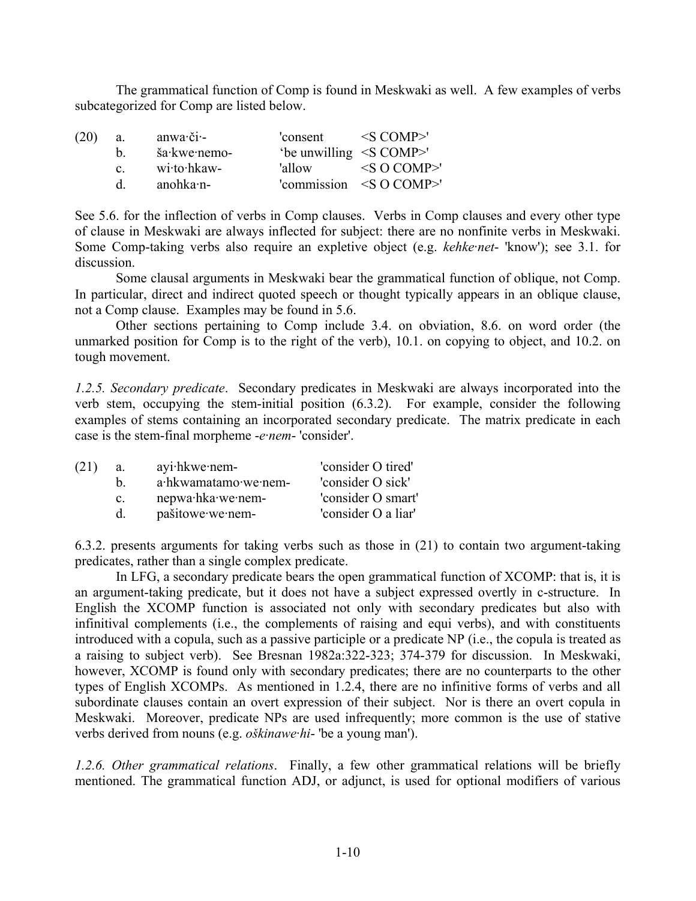The grammatical function of Comp is found in Meskwaki as well. A few examples of verbs subcategorized for Comp are listed below.

| (20) | | | |
|---|---|---|---|
| a. | anwa·či·- | 'consent | <S COMP>' |
| b. | ša·kwe·nemo- | 'be unwilling | <S COMP>' |
| c. | wi·to·hkaw- | 'allow | <S O COMP>' |
| d. | anohka·n- | 'commission | <S O COMP>' |

See 5.6. for the inflection of verbs in Comp clauses. Verbs in Comp clauses and every other type of clause in Meskwaki are always inflected for subject: there are no nonfinite verbs in Meskwaki. Some Comp-taking verbs also require an expletive object (e.g. *kehke·net-* 'know'); see 3.1. for discussion.

Some clausal arguments in Meskwaki bear the grammatical function of oblique, not Comp. In particular, direct and indirect quoted speech or thought typically appears in an oblique clause, not a Comp clause. Examples may be found in 5.6.

Other sections pertaining to Comp include 3.4. on obviation, 8.6. on word order (the unmarked position for Comp is to the right of the verb), 10.1. on copying to object, and 10.2. on tough movement.

*1.2.5. Secondary predicate*. Secondary predicates in Meskwaki are always incorporated into the verb stem, occupying the stem-initial position (6.3.2). For example, consider the following examples of stems containing an incorporated secondary predicate. The matrix predicate in each case is the stem-final morpheme *-e·nem-* 'consider'.

| (21) | | |
|---|---|---|
| a. | ayi·hkwe·nem- | 'consider O tired' |
| b. | a·hkwamatamo·we·nem- | 'consider O sick' |
| c. | nepwa·hka·we·nem- | 'consider O smart' |
| d. | pašitowe·we·nem- | 'consider O a liar' |

6.3.2. presents arguments for taking verbs such as those in (21) to contain two argument-taking predicates, rather than a single complex predicate.

In LFG, a secondary predicate bears the open grammatical function of XCOMP: that is, it is an argument-taking predicate, but it does not have a subject expressed overtly in c-structure. In English the XCOMP function is associated not only with secondary predicates but also with infinitival complements (i.e., the complements of raising and equi verbs), and with constituents introduced with a copula, such as a passive participle or a predicate NP (i.e., the copula is treated as a raising to subject verb). See Bresnan 1982a:322-323; 374-379 for discussion. In Meskwaki, however, XCOMP is found only with secondary predicates; there are no counterparts to the other types of English XCOMPs. As mentioned in 1.2.4, there are no infinitive forms of verbs and all subordinate clauses contain an overt expression of their subject. Nor is there an overt copula in Meskwaki. Moreover, predicate NPs are used infrequently; more common is the use of stative verbs derived from nouns (e.g. *oškinawe·hi-* 'be a young man').

*1.2.6. Other grammatical relations*. Finally, a few other grammatical relations will be briefly mentioned. The grammatical function ADJ, or adjunct, is used for optional modifiers of various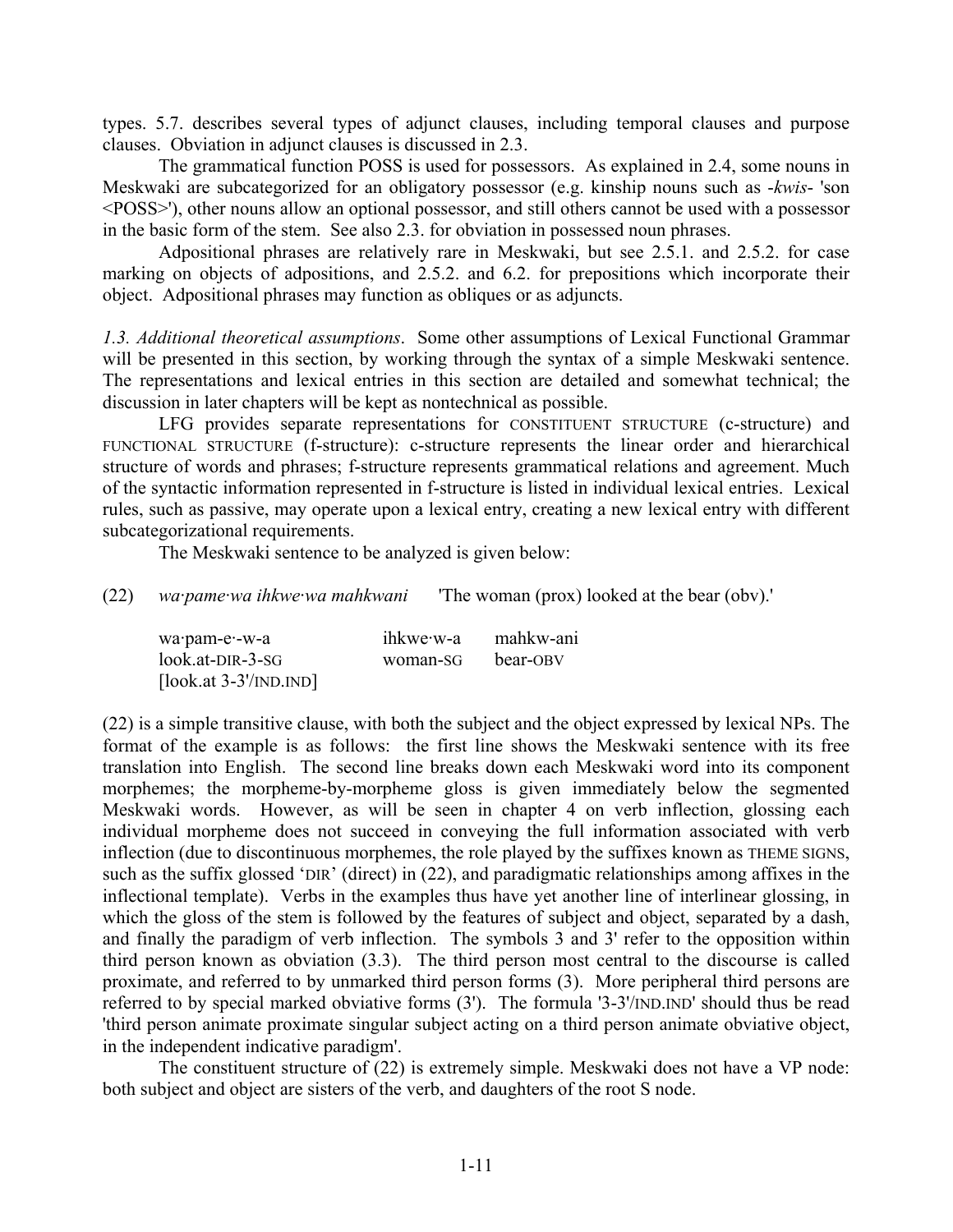types. 5.7. describes several types of adjunct clauses, including temporal clauses and purpose clauses. Obviation in adjunct clauses is discussed in 2.3.

The grammatical function POSS is used for possessors. As explained in 2.4, some nouns in Meskwaki are subcategorized for an obligatory possessor (e.g. kinship nouns such as *-kwis-* 'son <POSS>'), other nouns allow an optional possessor, and still others cannot be used with a possessor in the basic form of the stem. See also 2.3. for obviation in possessed noun phrases.

Adpositional phrases are relatively rare in Meskwaki, but see 2.5.1. and 2.5.2. for case marking on objects of adpositions, and 2.5.2. and 6.2. for prepositions which incorporate their object. Adpositional phrases may function as obliques or as adjuncts.

*1.3. Additional theoretical assumptions*. Some other assumptions of Lexical Functional Grammar will be presented in this section, by working through the syntax of a simple Meskwaki sentence. The representations and lexical entries in this section are detailed and somewhat technical; the discussion in later chapters will be kept as nontechnical as possible.

LFG provides separate representations for CONSTITUENT STRUCTURE (c-structure) and FUNCTIONAL STRUCTURE (f-structure): c-structure represents the linear order and hierarchical structure of words and phrases; f-structure represents grammatical relations and agreement. Much of the syntactic information represented in f-structure is listed in individual lexical entries. Lexical rules, such as passive, may operate upon a lexical entry, creating a new lexical entry with different subcategorizational requirements.

The Meskwaki sentence to be analyzed is given below:

(22) *wa·pame·wa ihkwe·wa mahkwani* 'The woman (prox) looked at the bear (obv).'

| | | |
|---|---|---|
| wa·pam-e·-w-a | ihkwe·w-a | mahkw-ani |
| look.at-DIR-3-SG | woman-SG | bear-OBV |
| [look.at 3-3'/IND.IND] | | |

(22) is a simple transitive clause, with both the subject and the object expressed by lexical NPs. The format of the example is as follows: the first line shows the Meskwaki sentence with its free translation into English. The second line breaks down each Meskwaki word into its component morphemes; the morpheme-by-morpheme gloss is given immediately below the segmented Meskwaki words. However, as will be seen in chapter 4 on verb inflection, glossing each individual morpheme does not succeed in conveying the full information associated with verb inflection (due to discontinuous morphemes, the role played by the suffixes known as THEME SIGNS, such as the suffix glossed 'DIR' (direct) in (22), and paradigmatic relationships among affixes in the inflectional template). Verbs in the examples thus have yet another line of interlinear glossing, in which the gloss of the stem is followed by the features of subject and object, separated by a dash, and finally the paradigm of verb inflection. The symbols 3 and 3' refer to the opposition within third person known as obviation (3.3). The third person most central to the discourse is called proximate, and referred to by unmarked third person forms (3). More peripheral third persons are referred to by special marked obviative forms (3'). The formula '3-3'/IND.IND' should thus be read 'third person animate proximate singular subject acting on a third person animate obviative object, in the independent indicative paradigm'.

The constituent structure of (22) is extremely simple. Meskwaki does not have a VP node: both subject and object are sisters of the verb, and daughters of the root S node.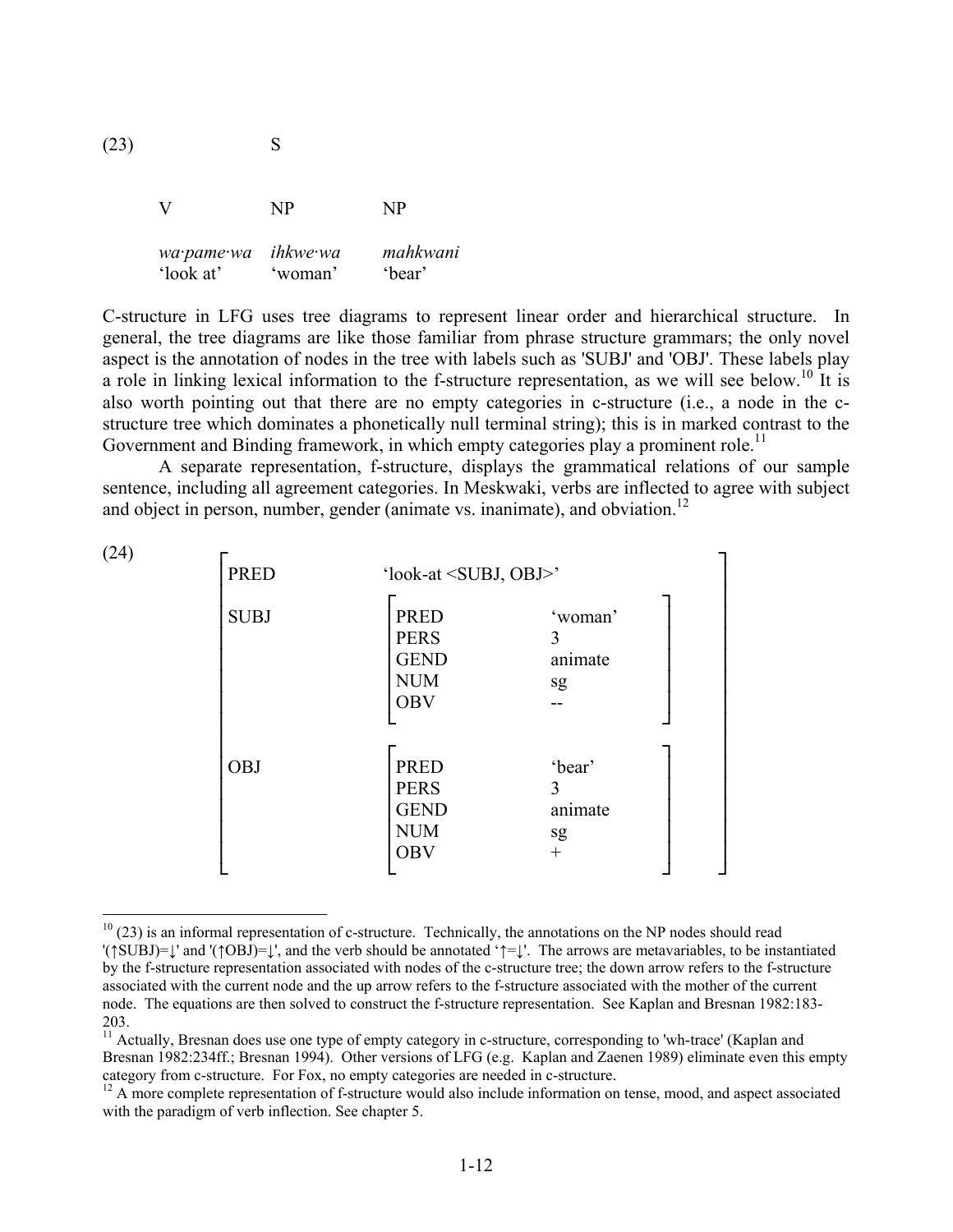(23)

```
              S

   V            NP          NP

   wa·pame·wa   ihkwe·wa    mahkwani
   'look at'    'woman'     'bear'
```

C-structure in LFG uses tree diagrams to represent linear order and hierarchical structure. In general, the tree diagrams are like those familiar from phrase structure grammars; the only novel aspect is the annotation of nodes in the tree with labels such as 'SUBJ' and 'OBJ'. These labels play a role in linking lexical information to the f-structure representation, as we will see below.[10] It is also worth pointing out that there are no empty categories in c-structure (i.e., a node in the c-structure tree which dominates a phonetically null terminal string); this is in marked contrast to the Government and Binding framework, in which empty categories play a prominent role.[11]

A separate representation, f-structure, displays the grammatical relations of our sample sentence, including all agreement categories. In Meskwaki, verbs are inflected to agree with subject and object in person, number, gender (animate vs. inanimate), and obviation.[12]

(24)

```
[ PRED    'look-at <SUBJ, OBJ>'                   ]
[                                                 ]
[ SUBJ    [ PRED    'woman'  ]                    ]
[         [ PERS    3        ]                    ]
[         [ GEND    animate  ]                    ]
[         [ NUM     sg       ]                    ]
[         [ OBV     --       ]                    ]
[                                                 ]
[ OBJ     [ PRED    'bear'   ]                    ]
[         [ PERS    3        ]                    ]
[         [ GEND    animate  ]                    ]
[         [ NUM     sg       ]                    ]
[         [ OBV     +        ]                    ]
```

---

[10] (23) is an informal representation of c-structure. Technically, the annotations on the NP nodes should read '(↑SUBJ)=↓' and '(↑OBJ)=↓', and the verb should be annotated '↑=↓'. The arrows are metavariables, to be instantiated by the f-structure representation associated with nodes of the c-structure tree; the down arrow refers to the f-structure associated with the current node and the up arrow refers to the f-structure associated with the mother of the current node. The equations are then solved to construct the f-structure representation. See Kaplan and Bresnan 1982:183-203.

[11] Actually, Bresnan does use one type of empty category in c-structure, corresponding to 'wh-trace' (Kaplan and Bresnan 1982:234ff.; Bresnan 1994). Other versions of LFG (e.g. Kaplan and Zaenen 1989) eliminate even this empty category from c-structure. For Fox, no empty categories are needed in c-structure.

[12] A more complete representation of f-structure would also include information on tense, mood, and aspect associated with the paradigm of verb inflection. See chapter 5.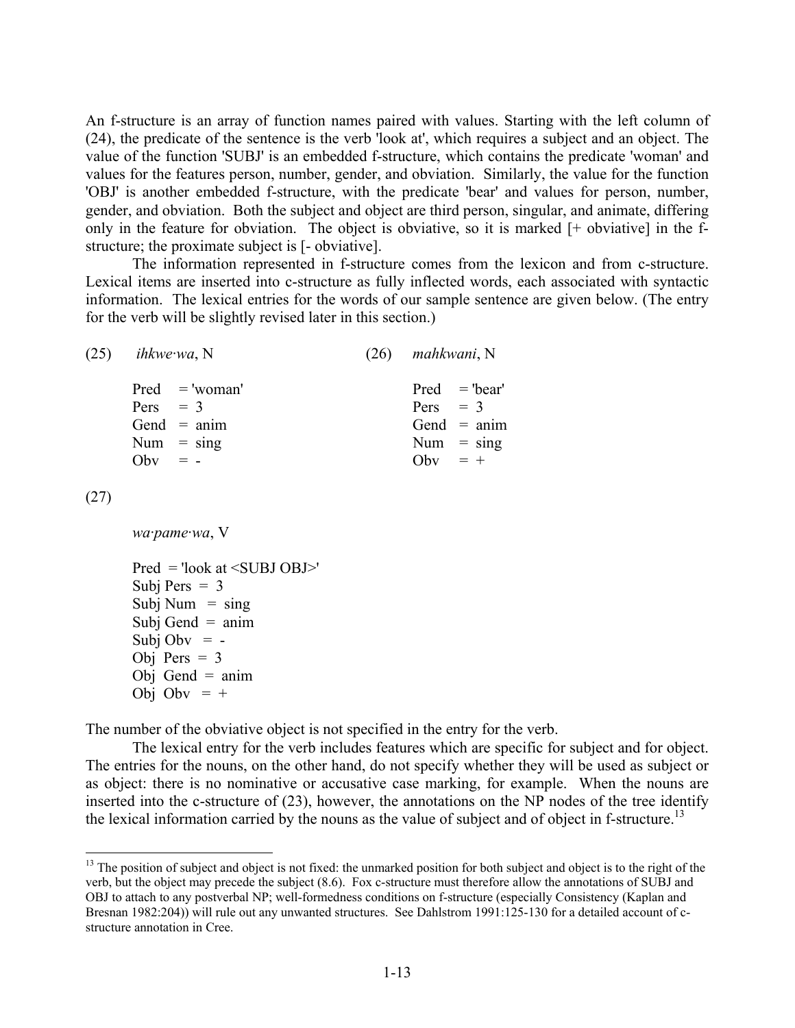An f-structure is an array of function names paired with values. Starting with the left column of (24), the predicate of the sentence is the verb 'look at', which requires a subject and an object. The value of the function 'SUBJ' is an embedded f-structure, which contains the predicate 'woman' and values for the features person, number, gender, and obviation. Similarly, the value for the function 'OBJ' is another embedded f-structure, with the predicate 'bear' and values for person, number, gender, and obviation. Both the subject and object are third person, singular, and animate, differing only in the feature for obviation. The object is obviative, so it is marked [+ obviative] in the f-structure; the proximate subject is [- obviative].

The information represented in f-structure comes from the lexicon and from c-structure. Lexical items are inserted into c-structure as fully inflected words, each associated with syntactic information. The lexical entries for the words of our sample sentence are given below. (The entry for the verb will be slightly revised later in this section.)

(25) *ihkwe·wa*, N

```
Pred  = 'woman'
Pers  = 3
Gend  = anim
Num   = sing
Obv   = -
```

(26) *mahkwani*, N

```
Pred  = 'bear'
Pers  = 3
Gend  = anim
Num   = sing
Obv   = +
```

(27)

*wa·pame·wa*, V

```
Pred = 'look at <SUBJ OBJ>'
Subj Pers = 3
Subj Num  = sing
Subj Gend = anim
Subj Obv  = -
Obj Pers = 3
Obj Gend = anim
Obj Obv  = +
```

The number of the obviative object is not specified in the entry for the verb.

The lexical entry for the verb includes features which are specific for subject and for object. The entries for the nouns, on the other hand, do not specify whether they will be used as subject or as object: there is no nominative or accusative case marking, for example. When the nouns are inserted into the c-structure of (23), however, the annotations on the NP nodes of the tree identify the lexical information carried by the nouns as the value of subject and of object in f-structure.[13]

---

[13] The position of subject and object is not fixed: the unmarked position for both subject and object is to the right of the verb, but the object may precede the subject (8.6). Fox c-structure must therefore allow the annotations of SUBJ and OBJ to attach to any postverbal NP; well-formedness conditions on f-structure (especially Consistency (Kaplan and Bresnan 1982:204)) will rule out any unwanted structures. See Dahlstrom 1991:125-130 for a detailed account of c-structure annotation in Cree.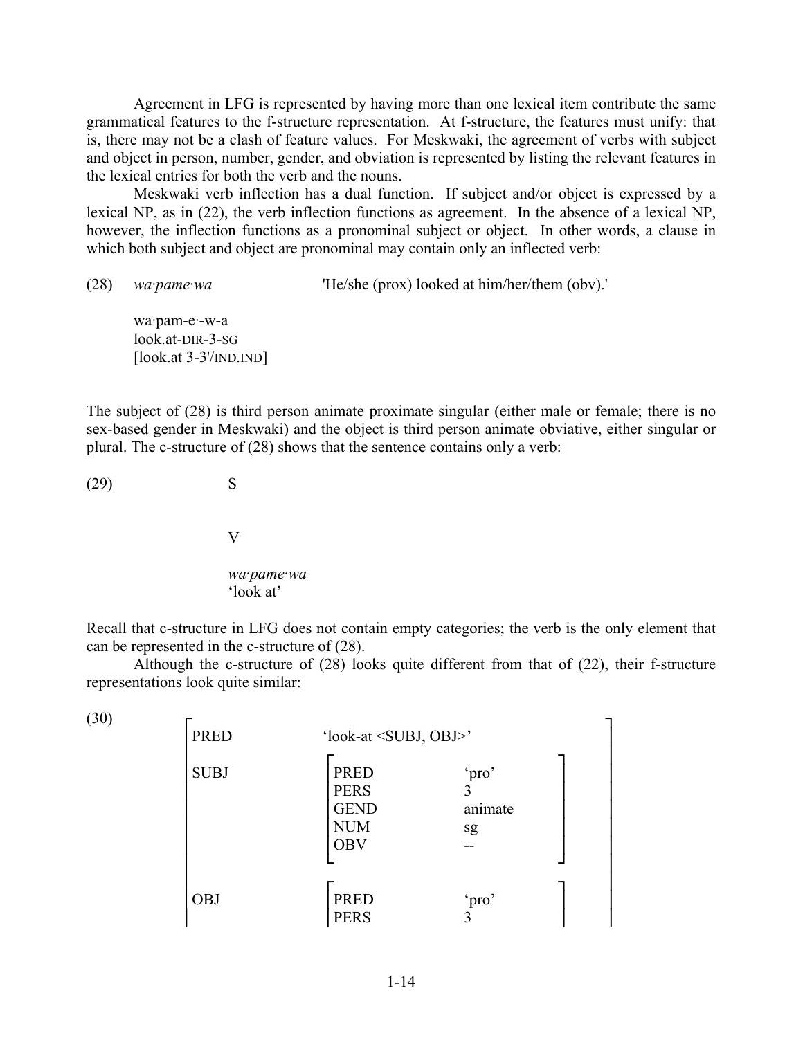Agreement in LFG is represented by having more than one lexical item contribute the same grammatical features to the f-structure representation. At f-structure, the features must unify: that is, there may not be a clash of feature values. For Meskwaki, the agreement of verbs with subject and object in person, number, gender, and obviation is represented by listing the relevant features in the lexical entries for both the verb and the nouns.

Meskwaki verb inflection has a dual function. If subject and/or object is expressed by a lexical NP, as in (22), the verb inflection functions as agreement. In the absence of a lexical NP, however, the inflection functions as a pronominal subject or object. In other words, a clause in which both subject and object are pronominal may contain only an inflected verb:

(28) *wa·pame·wa* 'He/she (prox) looked at him/her/them (obv).'

wa·pam-e·-w-a
look.at-DIR-3-SG
[look.at 3-3'/IND.IND]

The subject of (28) is third person animate proximate singular (either male or female; there is no sex-based gender in Meskwaki) and the object is third person animate obviative, either singular or plural. The c-structure of (28) shows that the sentence contains only a verb:

```
(29)        S

            V

            wa·pame·wa
            'look at'
```

Recall that c-structure in LFG does not contain empty categories; the verb is the only element that can be represented in the c-structure of (28).

Although the c-structure of (28) looks quite different from that of (22), their f-structure representations look quite similar:

```
(30)  [ PRED    'look-at <SUBJ, OBJ>'
        SUBJ    [ PRED   'pro'
                  PERS   3
                  GEND   animate
                  NUM    sg
                  OBV    --       ]

        OBJ     [ PRED   'pro'
                  PERS   3
```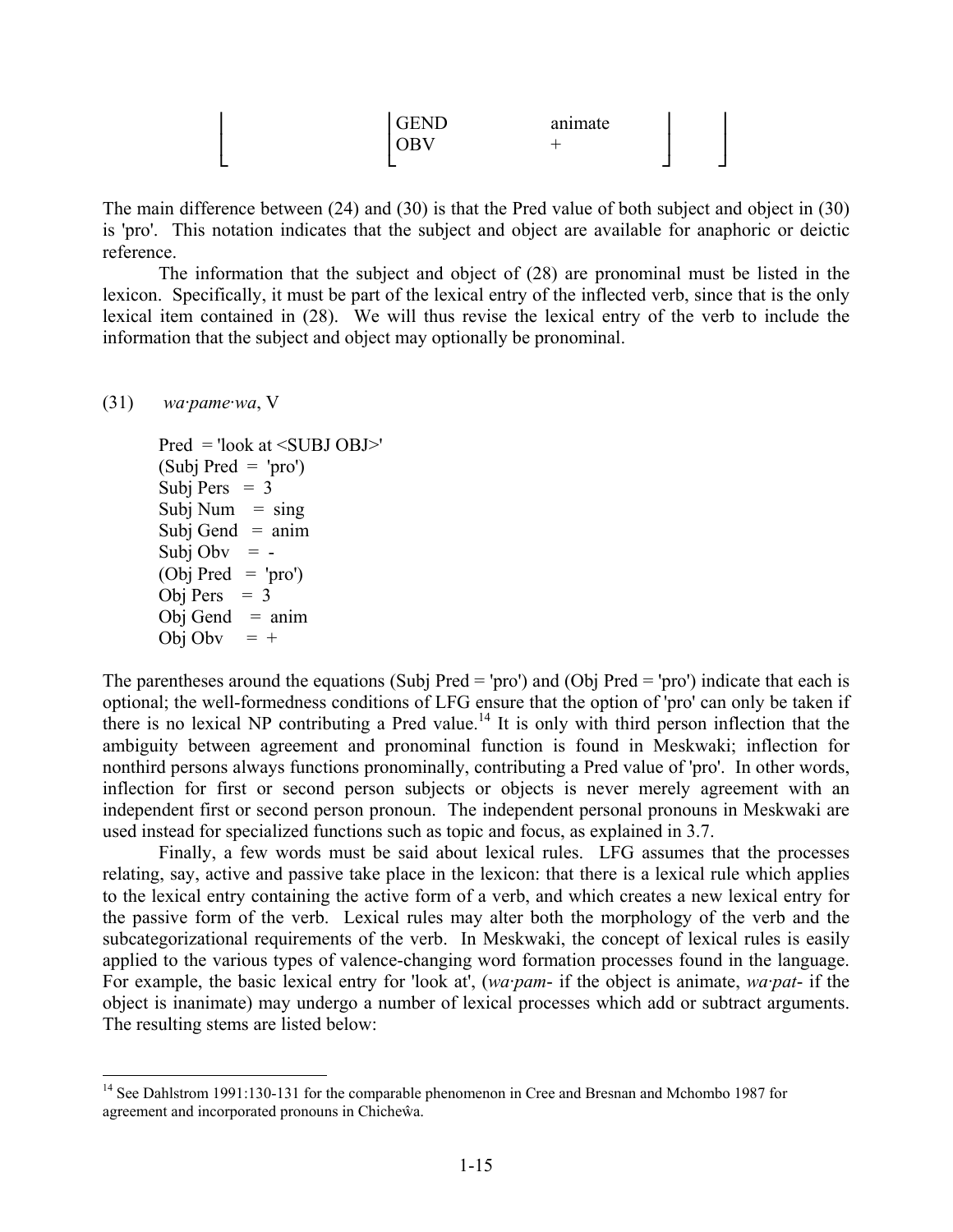| | | |
|---|---|---|
| | GEND | animate |
| | OBV | + |

The main difference between (24) and (30) is that the Pred value of both subject and object in (30) is 'pro'. This notation indicates that the subject and object are available for anaphoric or deictic reference.

The information that the subject and object of (28) are pronominal must be listed in the lexicon. Specifically, it must be part of the lexical entry of the inflected verb, since that is the only lexical item contained in (28). We will thus revise the lexical entry of the verb to include the information that the subject and object may optionally be pronominal.

(31) *wa·pame·wa*, V

Pred = 'look at <SUBJ OBJ>'  
(Subj Pred = 'pro')  
Subj Pers = 3  
Subj Num = sing  
Subj Gend = anim  
Subj Obv = -  
(Obj Pred = 'pro')  
Obj Pers = 3  
Obj Gend = anim  
Obj Obv = +

The parentheses around the equations (Subj Pred = 'pro') and (Obj Pred = 'pro') indicate that each is optional; the well-formedness conditions of LFG ensure that the option of 'pro' can only be taken if there is no lexical NP contributing a Pred value.[14] It is only with third person inflection that the ambiguity between agreement and pronominal function is found in Meskwaki; inflection for nonthird persons always functions pronominally, contributing a Pred value of 'pro'. In other words, inflection for first or second person subjects or objects is never merely agreement with an independent first or second person pronoun. The independent personal pronouns in Meskwaki are used instead for specialized functions such as topic and focus, as explained in 3.7.

Finally, a few words must be said about lexical rules. LFG assumes that the processes relating, say, active and passive take place in the lexicon: that there is a lexical rule which applies to the lexical entry containing the active form of a verb, and which creates a new lexical entry for the passive form of the verb. Lexical rules may alter both the morphology of the verb and the subcategorizational requirements of the verb. In Meskwaki, the concept of lexical rules is easily applied to the various types of valence-changing word formation processes found in the language. For example, the basic lexical entry for 'look at', (*wa·pam-* if the object is animate, *wa·pat-* if the object is inanimate) may undergo a number of lexical processes which add or subtract arguments. The resulting stems are listed below:

---

[14] See Dahlstrom 1991:130-131 for the comparable phenomenon in Cree and Bresnan and Mchombo 1987 for agreement and incorporated pronouns in Chicheŵa.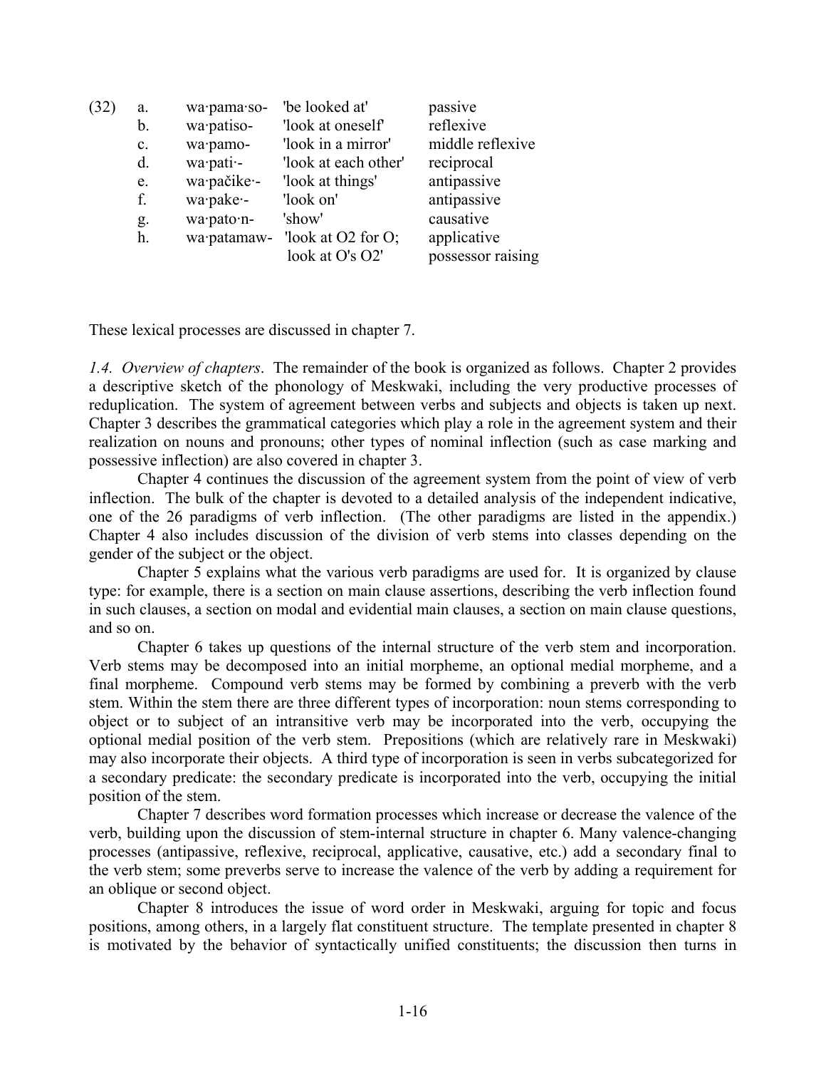(32)

| | | | |
|---|---|---|---|
| a. | wa·pama·so- | 'be looked at' | passive |
| b. | wa·patiso- | 'look at oneself' | reflexive |
| c. | wa·pamo- | 'look in a mirror' | middle reflexive |
| d. | wa·pati·- | 'look at each other' | reciprocal |
| e. | wa·pačike·- | 'look at things' | antipassive |
| f. | wa·pake·- | 'look on' | antipassive |
| g. | wa·pato·n- | 'show' | causative |
| h. | wa·patamaw- | 'look at O2 for O; look at O's O2' | applicative possessor raising |

These lexical processes are discussed in chapter 7.

*1.4. Overview of chapters*. The remainder of the book is organized as follows. Chapter 2 provides a descriptive sketch of the phonology of Meskwaki, including the very productive processes of reduplication. The system of agreement between verbs and subjects and objects is taken up next. Chapter 3 describes the grammatical categories which play a role in the agreement system and their realization on nouns and pronouns; other types of nominal inflection (such as case marking and possessive inflection) are also covered in chapter 3.

Chapter 4 continues the discussion of the agreement system from the point of view of verb inflection. The bulk of the chapter is devoted to a detailed analysis of the independent indicative, one of the 26 paradigms of verb inflection. (The other paradigms are listed in the appendix.) Chapter 4 also includes discussion of the division of verb stems into classes depending on the gender of the subject or the object.

Chapter 5 explains what the various verb paradigms are used for. It is organized by clause type: for example, there is a section on main clause assertions, describing the verb inflection found in such clauses, a section on modal and evidential main clauses, a section on main clause questions, and so on.

Chapter 6 takes up questions of the internal structure of the verb stem and incorporation. Verb stems may be decomposed into an initial morpheme, an optional medial morpheme, and a final morpheme. Compound verb stems may be formed by combining a preverb with the verb stem. Within the stem there are three different types of incorporation: noun stems corresponding to object or to subject of an intransitive verb may be incorporated into the verb, occupying the optional medial position of the verb stem. Prepositions (which are relatively rare in Meskwaki) may also incorporate their objects. A third type of incorporation is seen in verbs subcategorized for a secondary predicate: the secondary predicate is incorporated into the verb, occupying the initial position of the stem.

Chapter 7 describes word formation processes which increase or decrease the valence of the verb, building upon the discussion of stem-internal structure in chapter 6. Many valence-changing processes (antipassive, reflexive, reciprocal, applicative, causative, etc.) add a secondary final to the verb stem; some preverbs serve to increase the valence of the verb by adding a requirement for an oblique or second object.

Chapter 8 introduces the issue of word order in Meskwaki, arguing for topic and focus positions, among others, in a largely flat constituent structure. The template presented in chapter 8 is motivated by the behavior of syntactically unified constituents; the discussion then turns in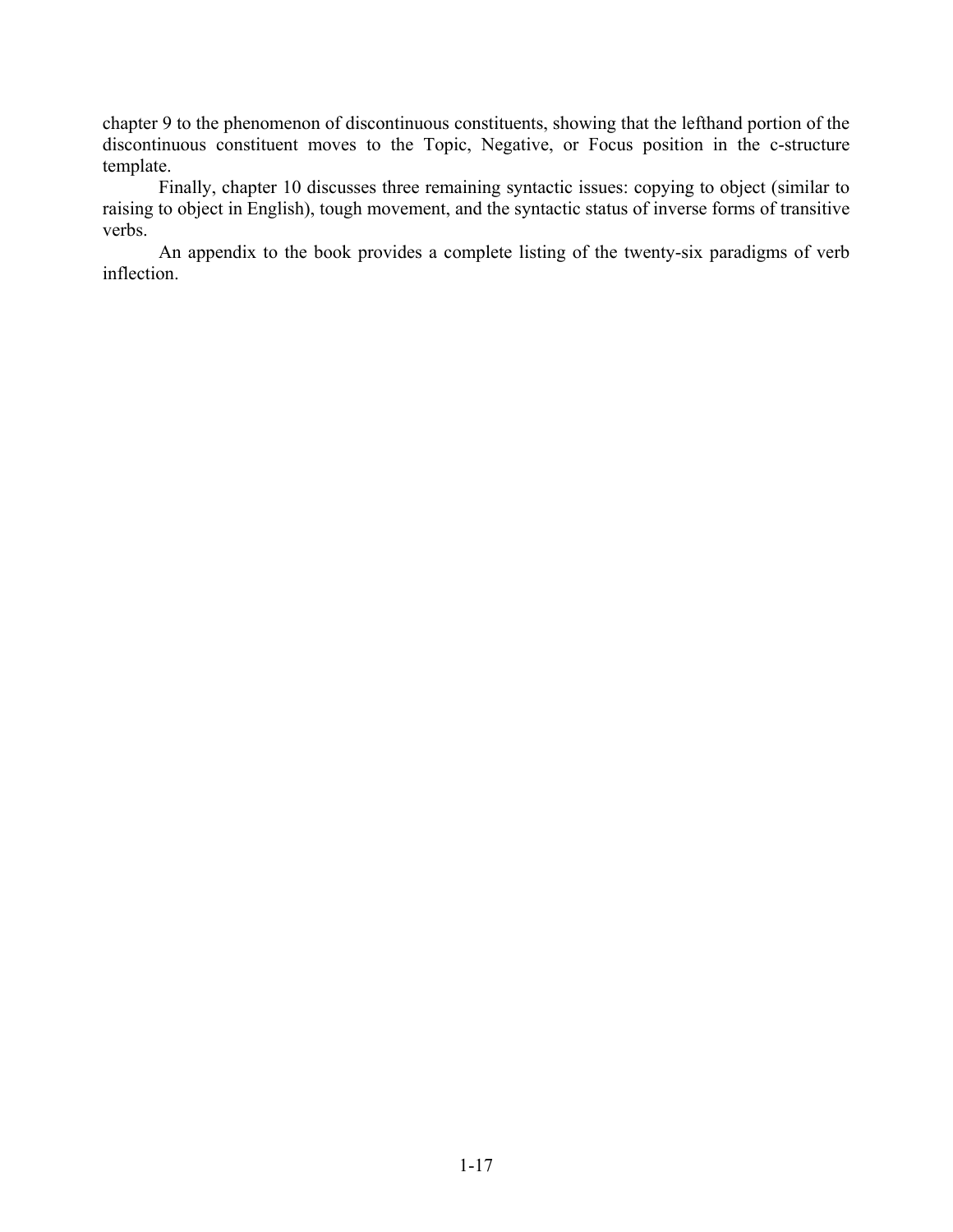chapter 9 to the phenomenon of discontinuous constituents, showing that the lefthand portion of the discontinuous constituent moves to the Topic, Negative, or Focus position in the c-structure template.

Finally, chapter 10 discusses three remaining syntactic issues: copying to object (similar to raising to object in English), tough movement, and the syntactic status of inverse forms of transitive verbs.

An appendix to the book provides a complete listing of the twenty-six paradigms of verb inflection.